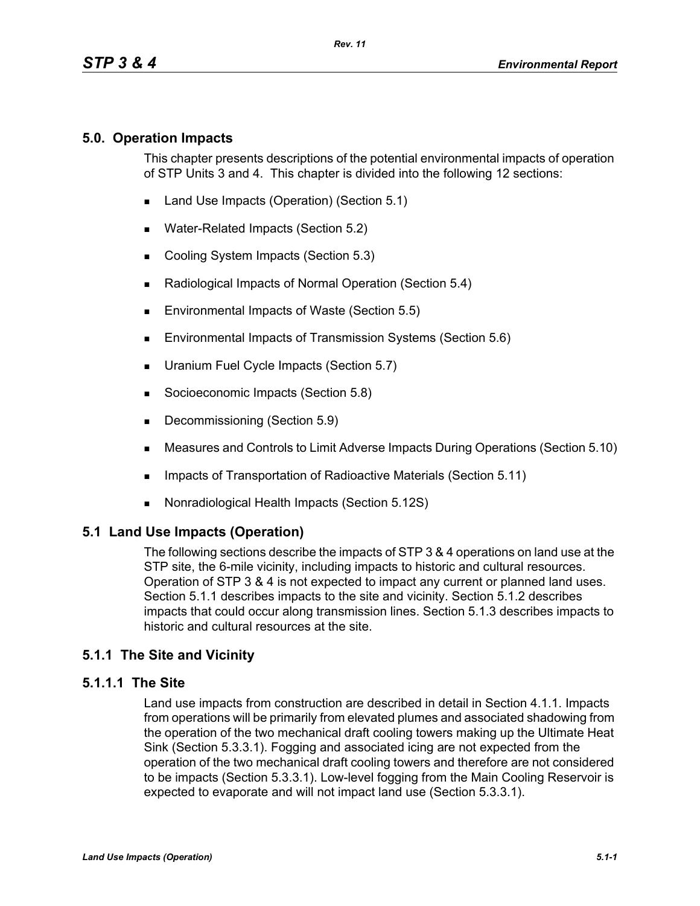## 5.0. Operation Impacts

This chapter presents descriptions of the potential environmental impacts of operation of STP Units 3 and 4. This chapter is divided into the following 12 sections:

- Land Use Impacts (Operation) (Section 5.1)
- Water-Related Impacts (Section 5.2)
- Cooling System Impacts (Section 5.3)
- Radiological Impacts of Normal Operation (Section 5.4)
- Environmental Impacts of Waste (Section 5.5)
- Environmental Impacts of Transmission Systems (Section 5.6)
- Uranium Fuel Cycle Impacts (Section 5.7)
- Socioeconomic Impacts (Section 5.8)
- Decommissioning (Section 5.9)
- Measures and Controls to Limit Adverse Impacts During Operations (Section 5.10)
- Impacts of Transportation of Radioactive Materials (Section 5.11)
- Nonradiological Health Impacts (Section 5.12S)

## 5.1 Land Use Impacts (Operation)

The following sections describe the impacts of STP 3 & 4 operations on land use at the STP site, the 6-mile vicinity, including impacts to historic and cultural resources. Operation of STP 3 & 4 is not expected to impact any current or planned land uses. Section 5.1.1 describes impacts to the site and vicinity. Section 5.1.2 describes impacts that could occur along transmission lines. Section 5.1.3 describes impacts to historic and cultural resources at the site.

### 5.1.1 The Site and Vicinity

#### 5.1.1.1 The Site

Land use impacts from construction are described in detail in Section 4.1.1. Impacts from operations will be primarily from elevated plumes and associated shadowing from the operation of the two mechanical draft cooling towers making up the Ultimate Heat Sink (Section 5.3.3.1). Fogging and associated icing are not expected from the operation of the two mechanical draft cooling towers and therefore are not considered to be impacts (Section 5.3.3.1). Low-level fogging from the Main Cooling Reservoir is expected to evaporate and will not impact land use (Section 5.3.3.1).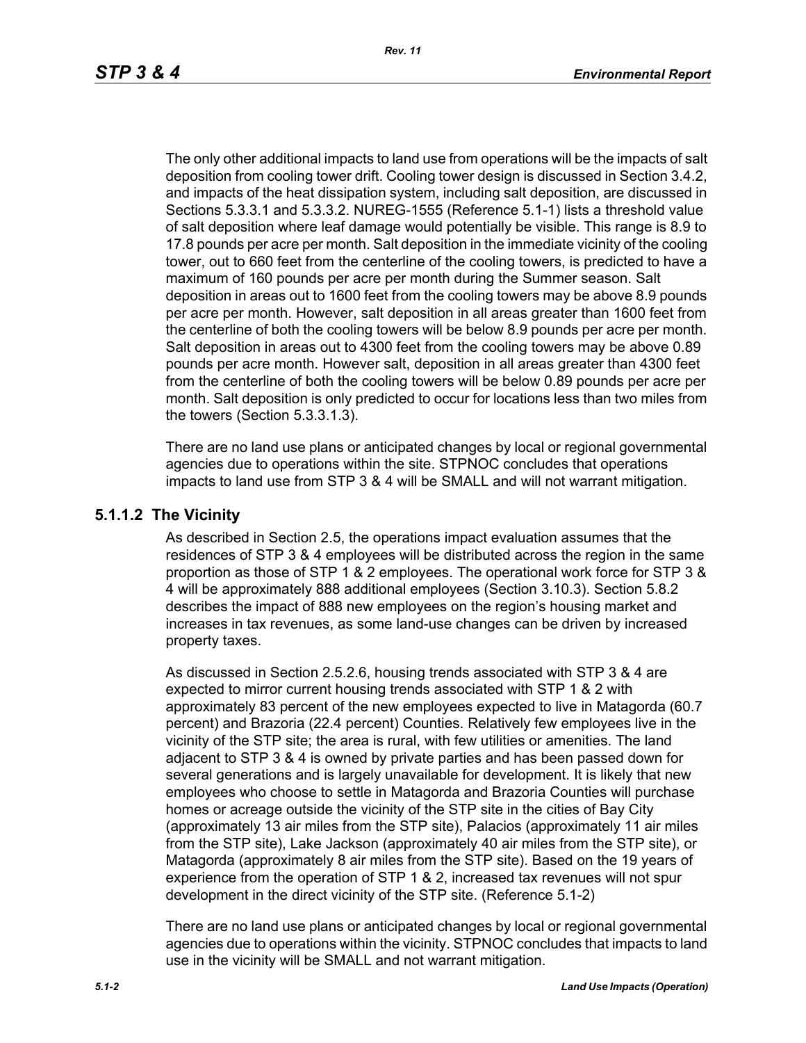The only other additional impacts to land use from operations will be the impacts of salt deposition from cooling tower drift. Cooling tower design is discussed in Section 3.4.2, and impacts of the heat dissipation system, including salt deposition, are discussed in Sections 5.3.3.1 and 5.3.3.2. NUREG-1555 (Reference 5.1-1) lists a threshold value of salt deposition where leaf damage would potentially be visible. This range is 8.9 to 17.8 pounds per acre per month. Salt deposition in the immediate vicinity of the cooling tower, out to 660 feet from the centerline of the cooling towers, is predicted to have a maximum of 160 pounds per acre per month during the Summer season. Salt deposition in areas out to 1600 feet from the cooling towers may be above 8.9 pounds per acre per month. However, salt deposition in all areas greater than 1600 feet from the centerline of both the cooling towers will be below 8.9 pounds per acre per month. Salt deposition in areas out to 4300 feet from the cooling towers may be above 0.89 pounds per acre month. However salt, deposition in all areas greater than 4300 feet from the centerline of both the cooling towers will be below 0.89 pounds per acre per month. Salt deposition is only predicted to occur for locations less than two miles from the towers (Section 5.3.3.1.3).

There are no land use plans or anticipated changes by local or regional governmental agencies due to operations within the site. STPNOC concludes that operations impacts to land use from STP 3 & 4 will be SMALL and will not warrant mitigation.

### 5.1.1.2 The Vicinity

As described in Section 2.5, the operations impact evaluation assumes that the residences of STP 3 & 4 employees will be distributed across the region in the same proportion as those of STP 1 & 2 employees. The operational work force for STP 3 & 4 will be approximately 888 additional employees (Section 3.10.3). Section 5.8.2 describes the impact of 888 new employees on the region's housing market and increases in tax revenues, as some land-use changes can be driven by increased property taxes.

As discussed in Section 2.5.2.6, housing trends associated with STP 3 & 4 are expected to mirror current housing trends associated with STP 1 & 2 with approximately 83 percent of the new employees expected to live in Matagorda (60.7 percent) and Brazoria (22.4 percent) Counties. Relatively few employees live in the vicinity of the STP site; the area is rural, with few utilities or amenities. The land adjacent to STP 3 & 4 is owned by private parties and has been passed down for several generations and is largely unavailable for development. It is likely that new employees who choose to settle in Matagorda and Brazoria Counties will purchase homes or acreage outside the vicinity of the STP site in the cities of Bay City (approximately 13 air miles from the STP site), Palacios (approximately 11 air miles from the STP site), Lake Jackson (approximately 40 air miles from the STP site), or Matagorda (approximately 8 air miles from the STP site). Based on the 19 years of experience from the operation of STP 1 & 2, increased tax revenues will not spur development in the direct vicinity of the STP site. (Reference 5.1-2)

There are no land use plans or anticipated changes by local or regional governmental agencies due to operations within the vicinity. STPNOC concludes that impacts to land use in the vicinity will be SMALL and not warrant mitigation.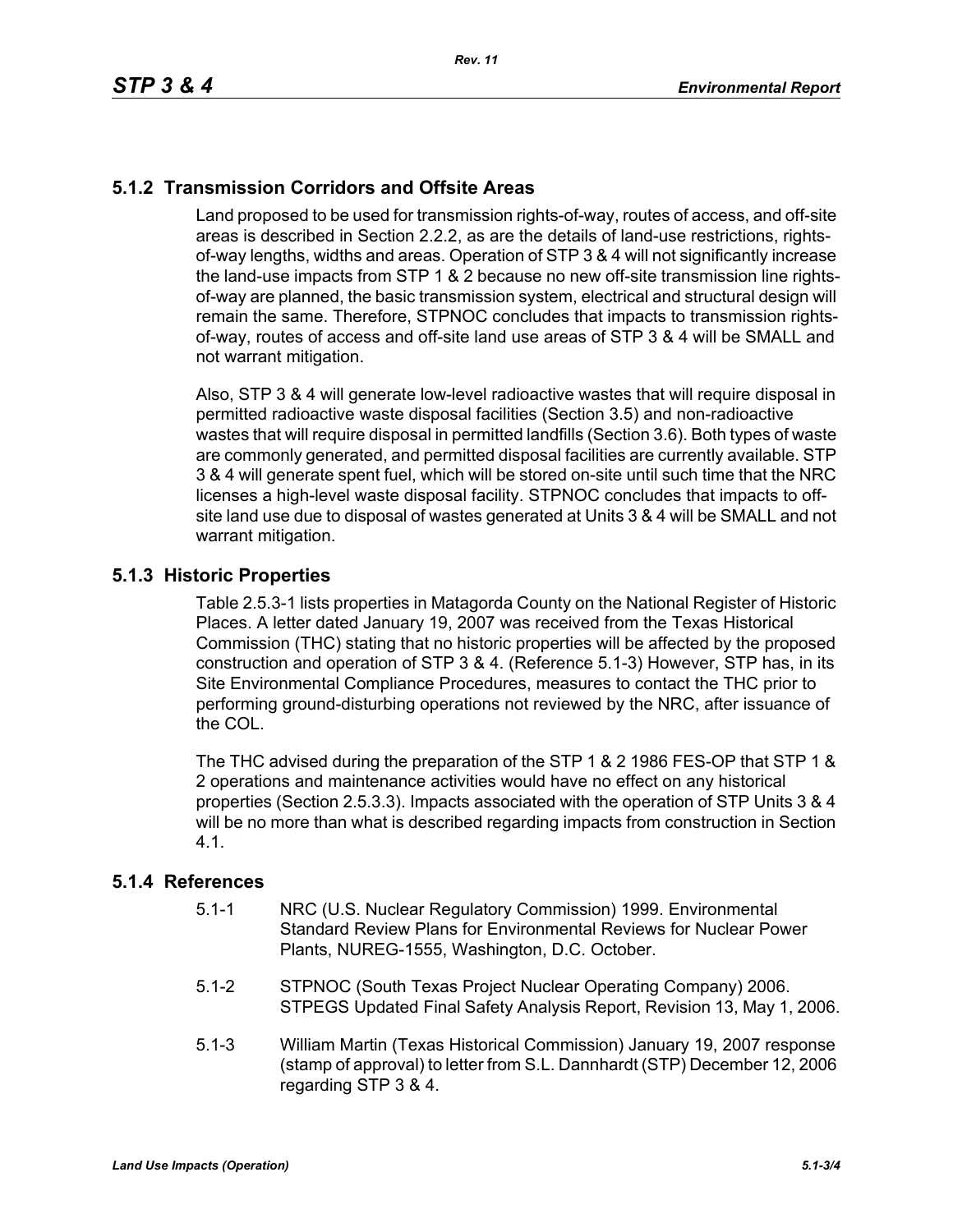## 5.1.2 Transmission Corridors and Offsite Areas

Land proposed to be used for transmission rights-of-way, routes of access, and off-site areas is described in Section 2.2.2, as are the details of land-use restrictions, rights-of-way lengths, widths and areas. Operation of STP 3 & 4 will not significantly increase the land-use impacts from STP 1 & 2 because no new off-site transmission line rights-of-way are planned, the basic transmission system, electrical and structural design will remain the same. Therefore, STPNOC concludes that impacts to transmission rights-of-way, routes of access and off-site land use areas of STP 3 & 4 will be SMALL and not warrant mitigation.

Also, STP 3 & 4 will generate low-level radioactive wastes that will require disposal in permitted radioactive waste disposal facilities (Section 3.5) and non-radioactive wastes that will require disposal in permitted landfills (Section 3.6). Both types of waste are commonly generated, and permitted disposal facilities are currently available. STP 3 & 4 will generate spent fuel, which will be stored on-site until such time that the NRC licenses a high-level waste disposal facility. STPNOC concludes that impacts to off-site land use due to disposal of wastes generated at Units 3 & 4 will be SMALL and not warrant mitigation.

## 5.1.3 Historic Properties

Table 2.5.3-1 lists properties in Matagorda County on the National Register of Historic Places. A letter dated January 19, 2007 was received from the Texas Historical Commission (THC) stating that no historic properties will be affected by the proposed construction and operation of STP 3 & 4. (Reference 5.1-3) However, STP has, in its Site Environmental Compliance Procedures, measures to contact the THC prior to performing ground-disturbing operations not reviewed by the NRC, after issuance of the COL.

The THC advised during the preparation of the STP 1 & 2 1986 FES-OP that STP 1 & 2 operations and maintenance activities would have no effect on any historical properties (Section 2.5.3.3). Impacts associated with the operation of STP Units 3 & 4 will be no more than what is described regarding impacts from construction in Section 4.1.

## 5.1.4 References

5.1-1 NRC (U.S. Nuclear Regulatory Commission) 1999. Environmental Standard Review Plans for Environmental Reviews for Nuclear Power Plants, NUREG-1555, Washington, D.C. October.

5.1-2 STPNOC (South Texas Project Nuclear Operating Company) 2006. STPEGS Updated Final Safety Analysis Report, Revision 13, May 1, 2006.

5.1-3 William Martin (Texas Historical Commission) January 19, 2007 response (stamp of approval) to letter from S.L. Dannhardt (STP) December 12, 2006 regarding STP 3 & 4.